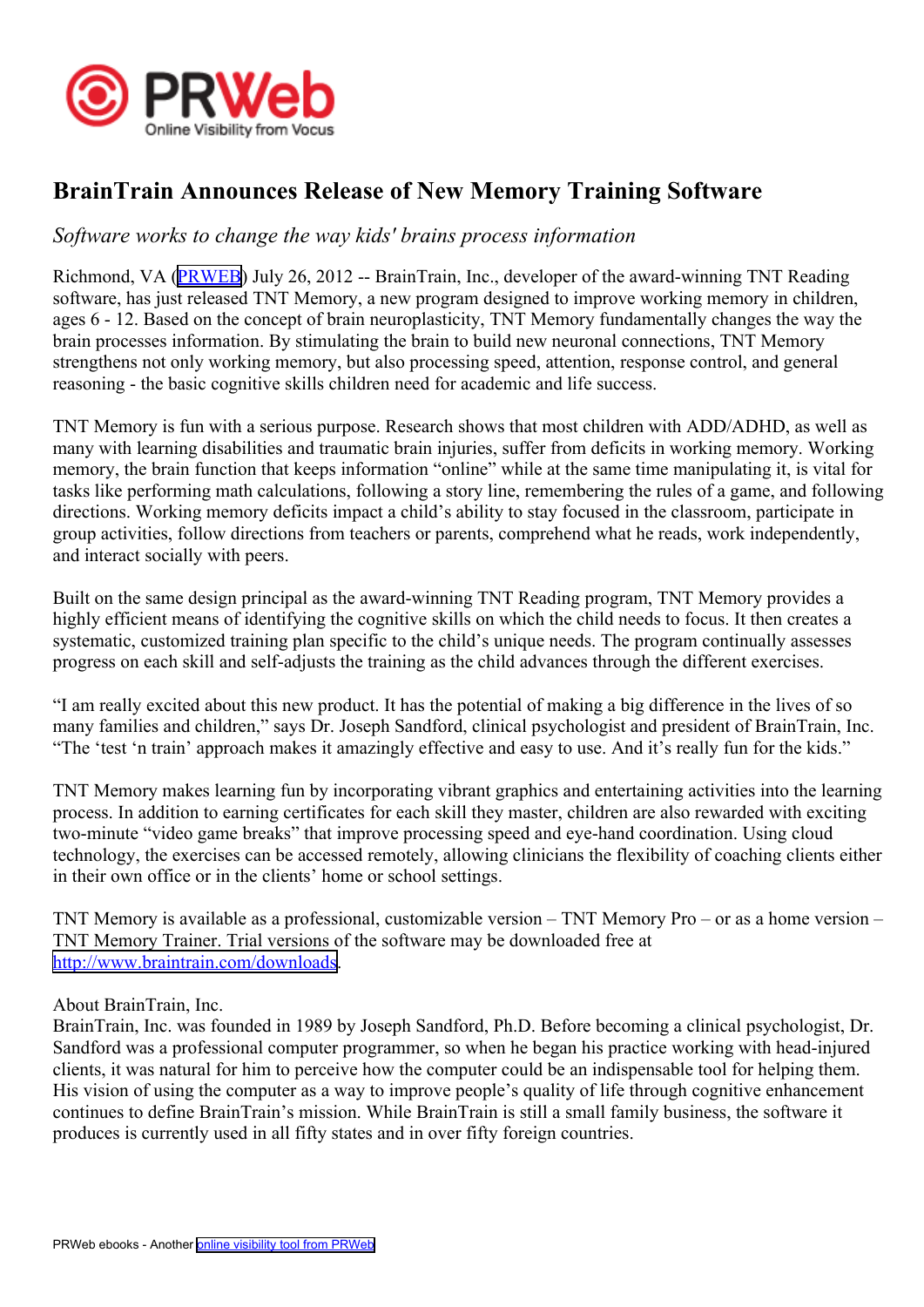# BrainTrain Announces Release of New Memory Training Software

*Software works to change the way kids' brains process information*

Richmond, VA (PRWEB) July 26, 2012 -- BrainTrain, Inc., developer of the award-winning TNT Reading software, has just released TNT Memory, a new program designed to improve working memory in children, ages 6 - 12. Based on the concept of brain neuroplasticity, TNT Memory fundamentally changes the way the brain processes information. By stimulating the brain to build new neuronal connections, TNT Memory strengthens not only working memory, but also processing speed, attention, response control, and general reasoning - the basic cognitive skills children need for academic and life success.

TNT Memory is fun with a serious purpose. Research shows that most children with ADD/ADHD, as well as many with learning disabilities and traumatic brain injuries, suffer from deficits in working memory. Working memory, the brain function that keeps information "online" while at the same time manipulating it, is vital for tasks like performing math calculations, following a story line, remembering the rules of a game, and following directions. Working memory deficits impact a child's ability to stay focused in the classroom, participate in group activities, follow directions from teachers or parents, comprehend what he reads, work independently, and interact socially with peers.

Built on the same design principal as the award-winning TNT Reading program, TNT Memory provides a highly efficient means of identifying the cognitive skills on which the child needs to focus. It then creates a systematic, customized training plan specific to the child's unique needs. The program continually assesses progress on each skill and self-adjusts the training as the child advances through the different exercises.

"I am really excited about this new product. It has the potential of making a big difference in the lives of so many families and children," says Dr. Joseph Sandford, clinical psychologist and president of BrainTrain, Inc. "The 'test 'n train' approach makes it amazingly effective and easy to use. And it's really fun for the kids."

TNT Memory makes learning fun by incorporating vibrant graphics and entertaining activities into the learning process. In addition to earning certificates for each skill they master, children are also rewarded with exciting two-minute "video game breaks" that improve processing speed and eye-hand coordination. Using cloud technology, the exercises can be accessed remotely, allowing clinicians the flexibility of coaching clients either in their own office or in the clients' home or school settings.

TNT Memory is available as a professional, customizable version – TNT Memory Pro – or as a home version – TNT Memory Trainer. Trial versions of the software may be downloaded free at http://www.braintrain.com/downloads.

About BrainTrain, Inc.
BrainTrain, Inc. was founded in 1989 by Joseph Sandford, Ph.D. Before becoming a clinical psychologist, Dr. Sandford was a professional computer programmer, so when he began his practice working with head-injured clients, it was natural for him to perceive how the computer could be an indispensable tool for helping them. His vision of using the computer as a way to improve people's quality of life through cognitive enhancement continues to define BrainTrain's mission. While BrainTrain is still a small family business, the software it produces is currently used in all fifty states and in over fifty foreign countries.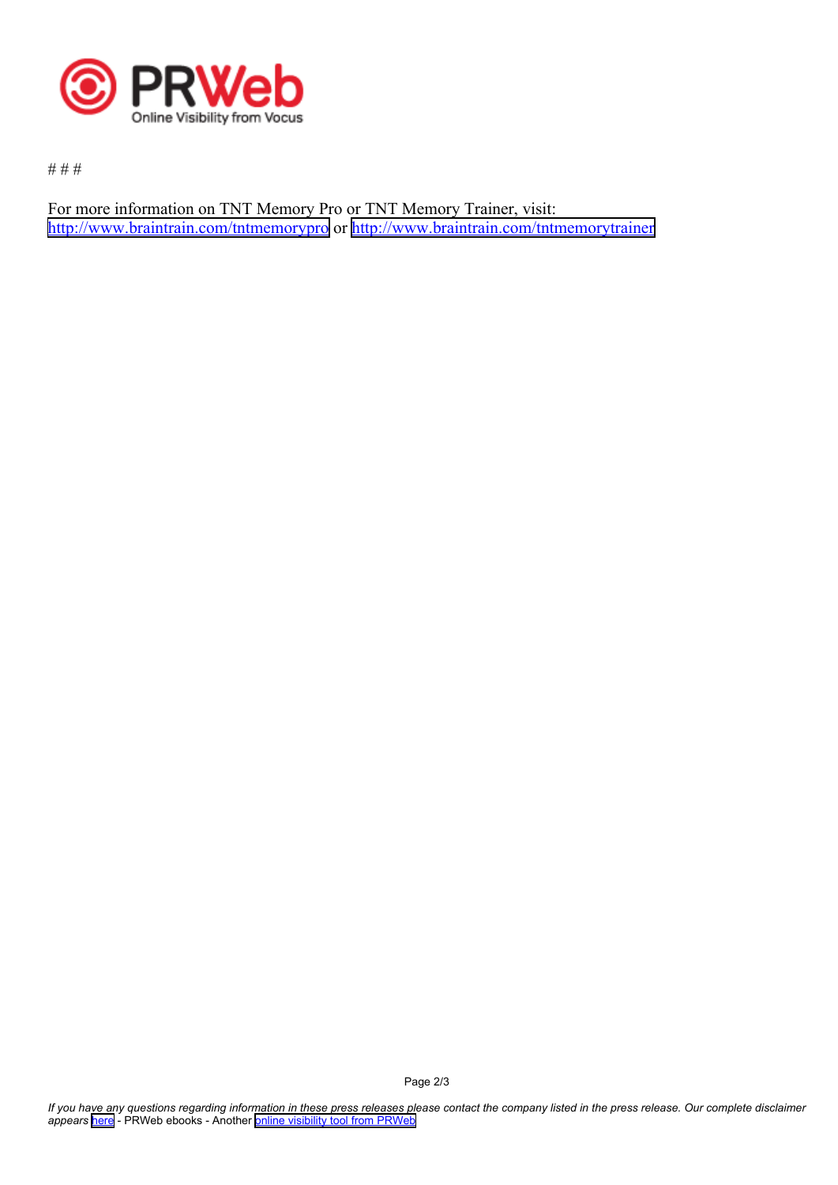# # #

For more information on TNT Memory Pro or TNT Memory Trainer, visit:
http://www.braintrain.com/tntmemorypro or http://www.braintrain.com/tntmemorytrainer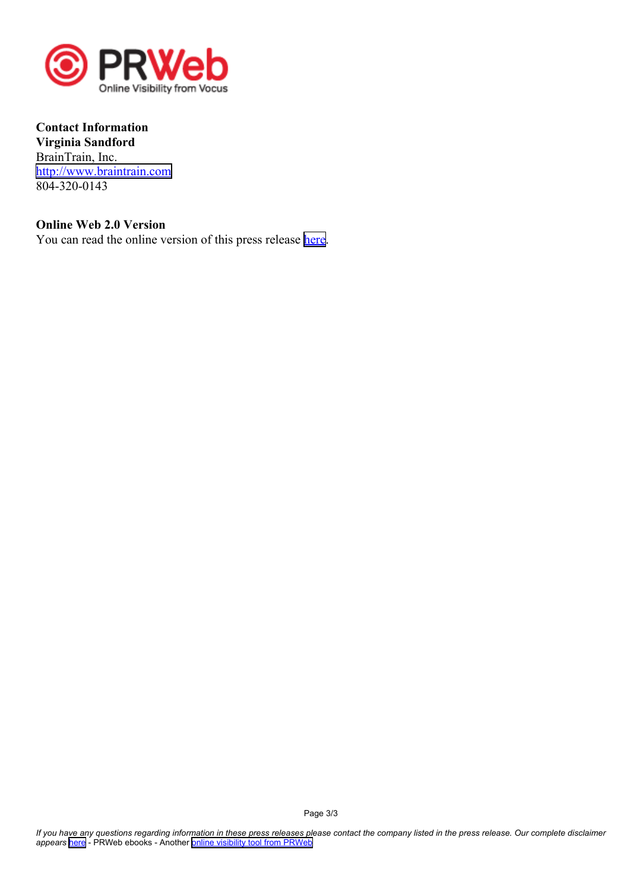**Contact Information**
**Virginia Sandford**
BrainTrain, Inc.
http://www.braintrain.com
804-320-0143

**Online Web 2.0 Version**
You can read the online version of this press release here.

*If you have any questions regarding information in these press releases please contact the company listed in the press release. Our complete disclaimer appears here - PRWeb ebooks - Another online visibility tool from PRWeb*